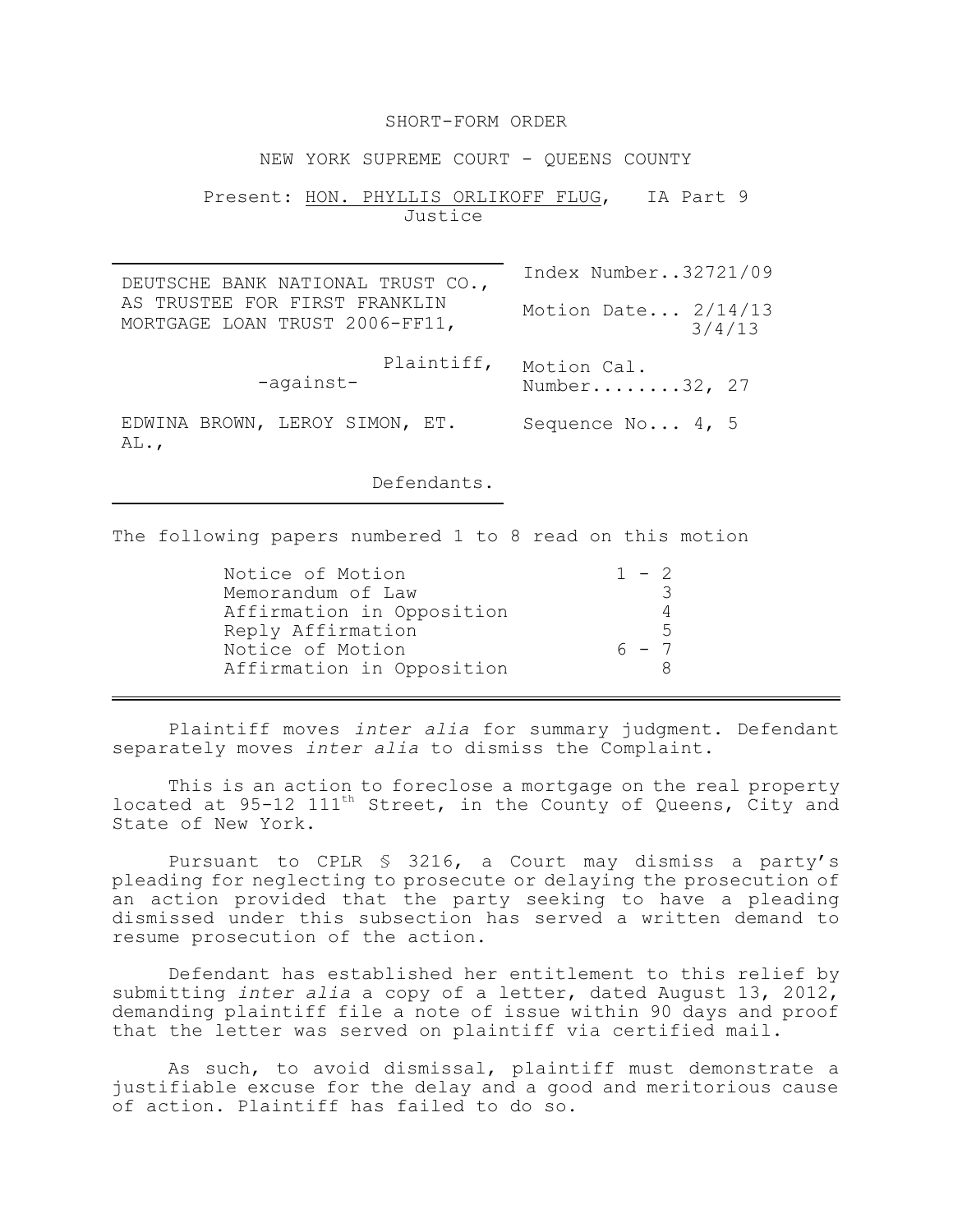SHORT-FORM ORDER

NEW YORK SUPREME COURT - QUEENS COUNTY

Present: HON. PHYLLIS ORLIKOFF FLUG, IA Part 9
Justice

| | |
|---|---|
| DEUTSCHE BANK NATIONAL TRUST CO., AS TRUSTEE FOR FIRST FRANKLIN MORTGAGE LOAN TRUST 2006-FF11, | Index Number..32721/09 |
| | Motion Date... 2/14/13 3/4/13 |
| Plaintiff, -against- | Motion Cal. Number........32, 27 |
| EDWINA BROWN, LEROY SIMON, ET. AL., | Sequence No... 4, 5 |
| Defendants. | |

The following papers numbered 1 to 8 read on this motion

| | |
|---|---|
| Notice of Motion | 1 - 2 |
| Memorandum of Law | 3 |
| Affirmation in Opposition | 4 |
| Reply Affirmation | 5 |
| Notice of Motion | 6 - 7 |
| Affirmation in Opposition | 8 |

Plaintiff moves *inter alia* for summary judgment. Defendant separately moves *inter alia* to dismiss the Complaint.

This is an action to foreclose a mortgage on the real property located at 95-12 111th Street, in the County of Queens, City and State of New York.

Pursuant to CPLR § 3216, a Court may dismiss a party's pleading for neglecting to prosecute or delaying the prosecution of an action provided that the party seeking to have a pleading dismissed under this subsection has served a written demand to resume prosecution of the action.

Defendant has established her entitlement to this relief by submitting *inter alia* a copy of a letter, dated August 13, 2012, demanding plaintiff file a note of issue within 90 days and proof that the letter was served on plaintiff via certified mail.

As such, to avoid dismissal, plaintiff must demonstrate a justifiable excuse for the delay and a good and meritorious cause of action. Plaintiff has failed to do so.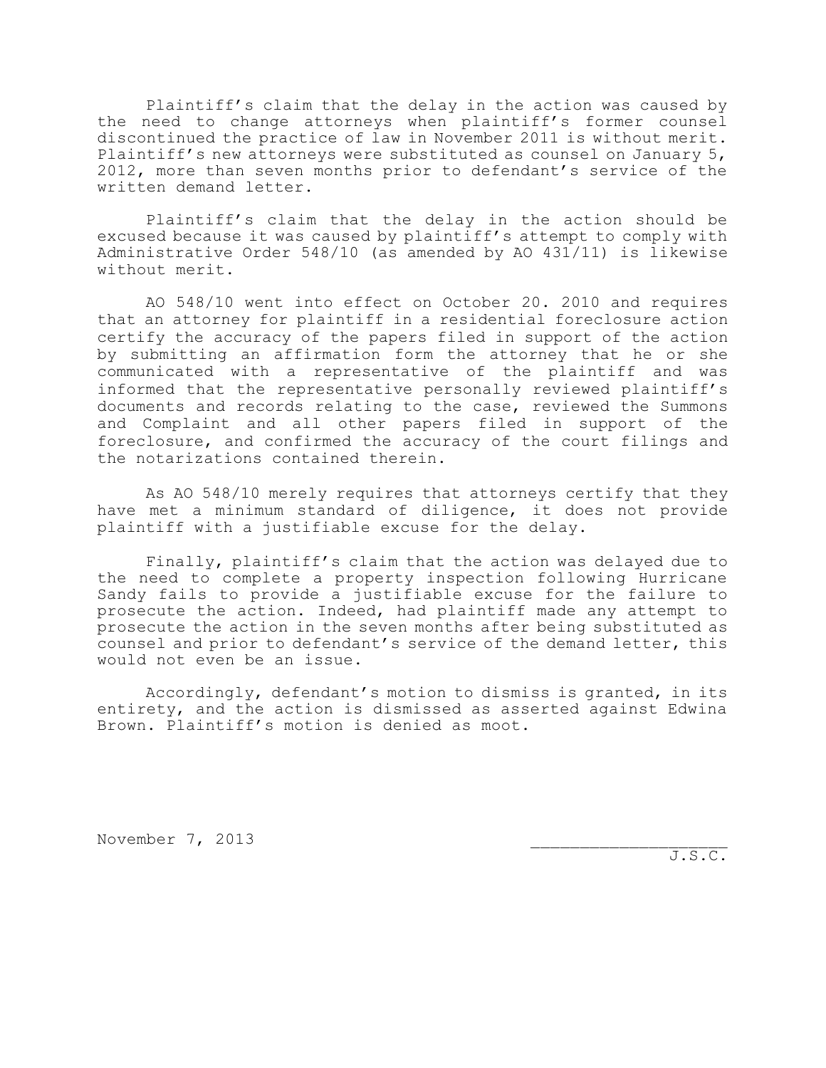Plaintiff's claim that the delay in the action was caused by the need to change attorneys when plaintiff's former counsel discontinued the practice of law in November 2011 is without merit. Plaintiff's new attorneys were substituted as counsel on January 5, 2012, more than seven months prior to defendant's service of the written demand letter.

Plaintiff's claim that the delay in the action should be excused because it was caused by plaintiff's attempt to comply with Administrative Order 548/10 (as amended by AO 431/11) is likewise without merit.

AO 548/10 went into effect on October 20. 2010 and requires that an attorney for plaintiff in a residential foreclosure action certify the accuracy of the papers filed in support of the action by submitting an affirmation form the attorney that he or she communicated with a representative of the plaintiff and was informed that the representative personally reviewed plaintiff's documents and records relating to the case, reviewed the Summons and Complaint and all other papers filed in support of the foreclosure, and confirmed the accuracy of the court filings and the notarizations contained therein.

As AO 548/10 merely requires that attorneys certify that they have met a minimum standard of diligence, it does not provide plaintiff with a justifiable excuse for the delay.

Finally, plaintiff's claim that the action was delayed due to the need to complete a property inspection following Hurricane Sandy fails to provide a justifiable excuse for the failure to prosecute the action. Indeed, had plaintiff made any attempt to prosecute the action in the seven months after being substituted as counsel and prior to defendant's service of the demand letter, this would not even be an issue.

Accordingly, defendant's motion to dismiss is granted, in its entirety, and the action is dismissed as asserted against Edwina Brown. Plaintiff's motion is denied as moot.

November 7, 2013

____________________
J.S.C.